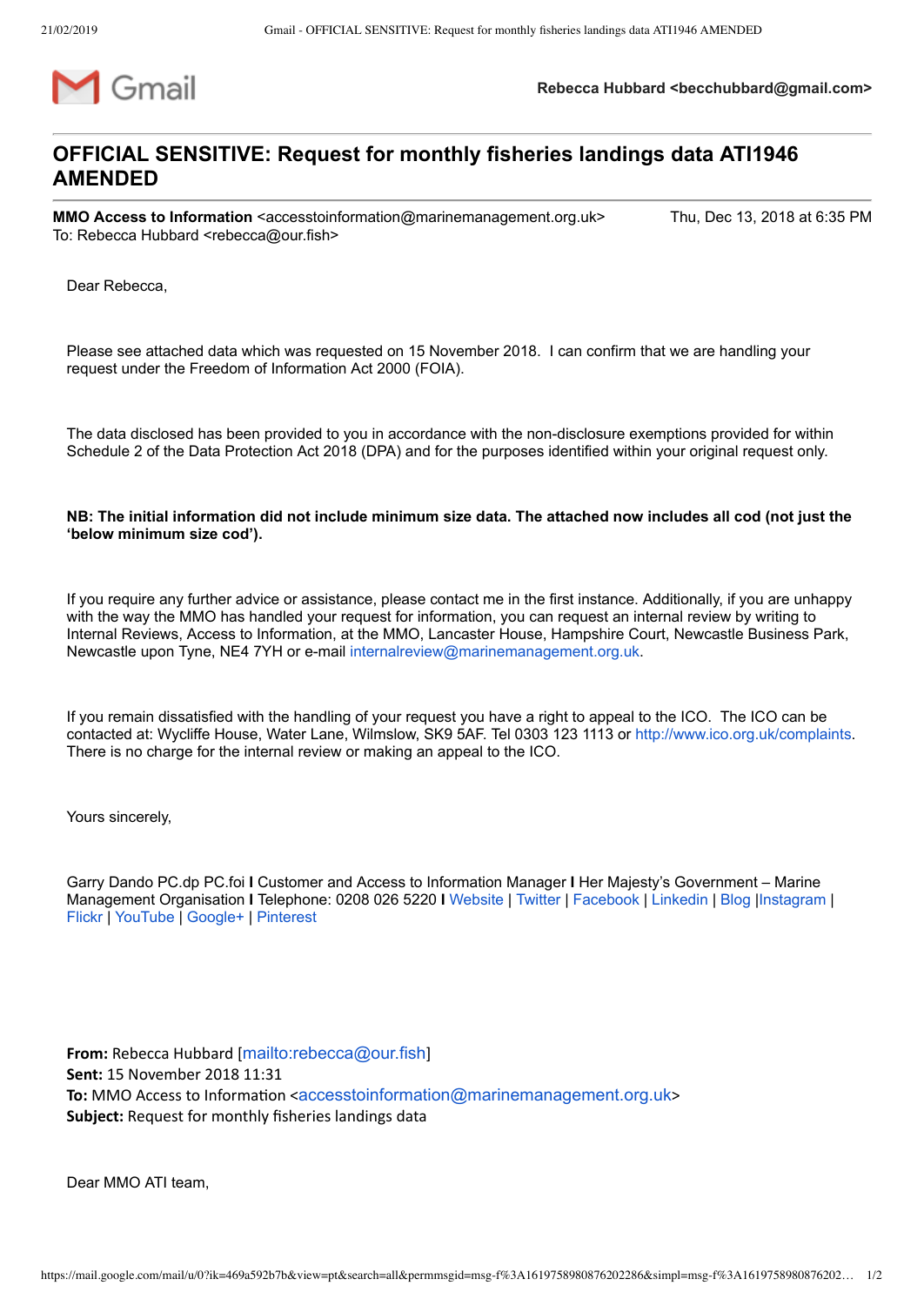Rebecca Hubbard <becchubbard@gmail.com>

# OFFICIAL SENSITIVE: Request for monthly fisheries landings data ATI1946 AMENDED

**MMO Access to Information** <accesstoinformation@marinemanagement.org.uk> Thu, Dec 13, 2018 at 6:35 PM
To: Rebecca Hubbard <rebecca@our.fish>

Dear Rebecca,

Please see attached data which was requested on 15 November 2018. I can confirm that we are handling your request under the Freedom of Information Act 2000 (FOIA).

The data disclosed has been provided to you in accordance with the non-disclosure exemptions provided for within Schedule 2 of the Data Protection Act 2018 (DPA) and for the purposes identified within your original request only.

**NB: The initial information did not include minimum size data. The attached now includes all cod (not just the 'below minimum size cod').**

If you require any further advice or assistance, please contact me in the first instance. Additionally, if you are unhappy with the way the MMO has handled your request for information, you can request an internal review by writing to Internal Reviews, Access to Information, at the MMO, Lancaster House, Hampshire Court, Newcastle Business Park, Newcastle upon Tyne, NE4 7YH or e-mail internalreview@marinemanagement.org.uk.

If you remain dissatisfied with the handling of your request you have a right to appeal to the ICO. The ICO can be contacted at: Wycliffe House, Water Lane, Wilmslow, SK9 5AF. Tel 0303 123 1113 or http://www.ico.org.uk/complaints. There is no charge for the internal review or making an appeal to the ICO.

Yours sincerely,

Garry Dando PC.dp PC.foi **I** Customer and Access to Information Manager **I** Her Majesty's Government – Marine Management Organisation **I** Telephone: 0208 026 5220 **I** Website | Twitter | Facebook | Linkedin | Blog |Instagram | Flickr | YouTube | Google+ | Pinterest

**From:** Rebecca Hubbard [mailto:rebecca@our.fish]
**Sent:** 15 November 2018 11:31
**To:** MMO Access to Information <accesstoinformation@marinemanagement.org.uk>
**Subject:** Request for monthly fisheries landings data

Dear MMO ATI team,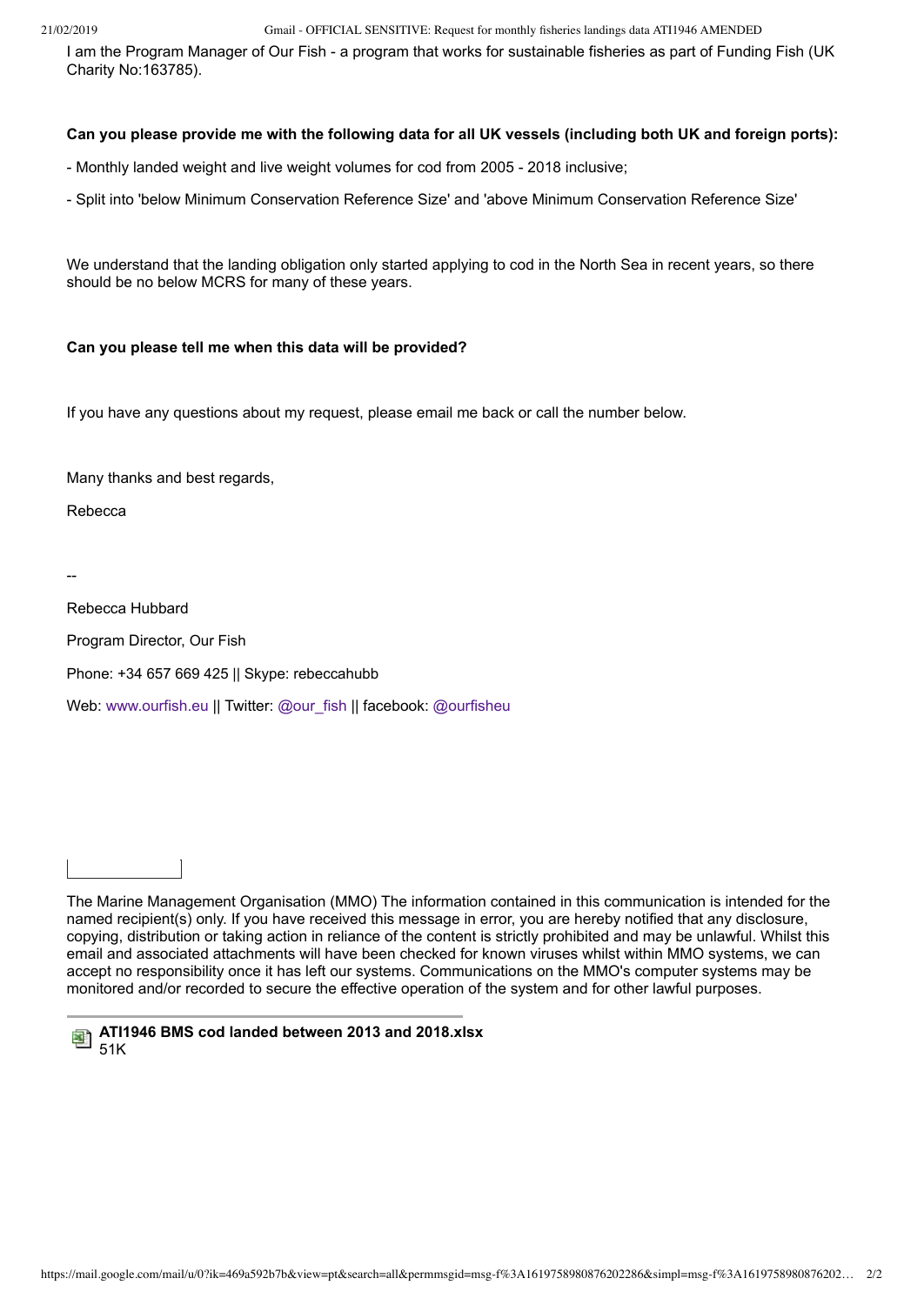I am the Program Manager of Our Fish - a program that works for sustainable fisheries as part of Funding Fish (UK Charity No:163785).

**Can you please provide me with the following data for all UK vessels (including both UK and foreign ports):**

- Monthly landed weight and live weight volumes for cod from 2005 - 2018 inclusive;

- Split into 'below Minimum Conservation Reference Size' and 'above Minimum Conservation Reference Size'

We understand that the landing obligation only started applying to cod in the North Sea in recent years, so there should be no below MCRS for many of these years.

**Can you please tell me when this data will be provided?**

If you have any questions about my request, please email me back or call the number below.

Many thanks and best regards,

Rebecca

--

Rebecca Hubbard

Program Director, Our Fish

Phone: +34 657 669 425 || Skype: rebeccahubb

Web: www.ourfish.eu || Twitter: @our_fish || facebook: @ourfisheu

The Marine Management Organisation (MMO) The information contained in this communication is intended for the named recipient(s) only. If you have received this message in error, you are hereby notified that any disclosure, copying, distribution or taking action in reliance of the content is strictly prohibited and may be unlawful. Whilst this email and associated attachments will have been checked for known viruses whilst within MMO systems, we can accept no responsibility once it has left our systems. Communications on the MMO's computer systems may be monitored and/or recorded to secure the effective operation of the system and for other lawful purposes.

**ATI1946 BMS cod landed between 2013 and 2018.xlsx**
51K